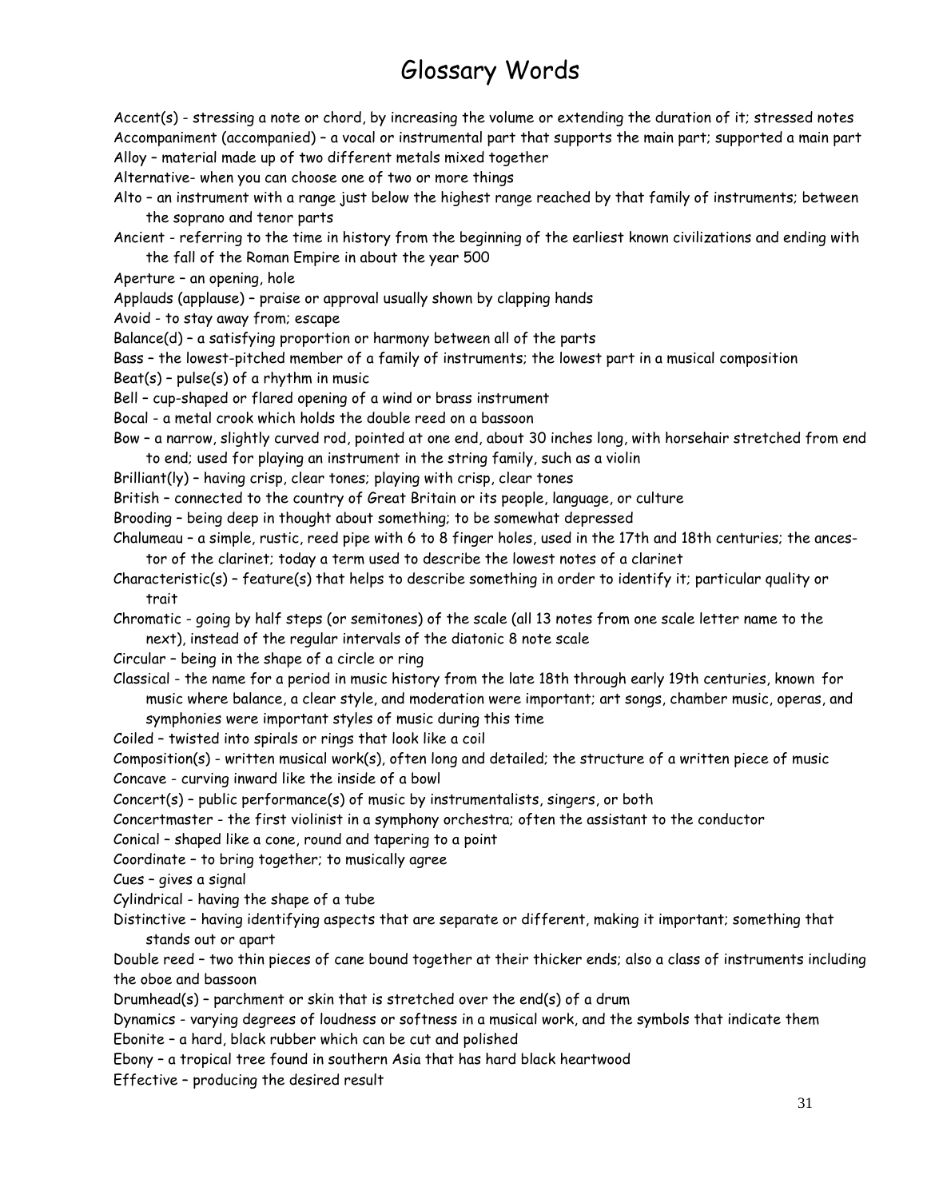# Glossary Words

Accent(s) - stressing a note or chord, by increasing the volume or extending the duration of it; stressed notes

Accompaniment (accompanied) – a vocal or instrumental part that supports the main part; supported a main part

Alloy – material made up of two different metals mixed together

Alternative- when you can choose one of two or more things

Alto – an instrument with a range just below the highest range reached by that family of instruments; between the soprano and tenor parts

Ancient - referring to the time in history from the beginning of the earliest known civilizations and ending with the fall of the Roman Empire in about the year 500

Aperture – an opening, hole

Applauds (applause) – praise or approval usually shown by clapping hands

Avoid - to stay away from; escape

Balance(d) – a satisfying proportion or harmony between all of the parts

Bass – the lowest-pitched member of a family of instruments; the lowest part in a musical composition

Beat(s) – pulse(s) of a rhythm in music

Bell – cup-shaped or flared opening of a wind or brass instrument

Bocal - a metal crook which holds the double reed on a bassoon

Bow – a narrow, slightly curved rod, pointed at one end, about 30 inches long, with horsehair stretched from end to end; used for playing an instrument in the string family, such as a violin

Brilliant(ly) – having crisp, clear tones; playing with crisp, clear tones

British – connected to the country of Great Britain or its people, language, or culture

Brooding – being deep in thought about something; to be somewhat depressed

Chalumeau – a simple, rustic, reed pipe with 6 to 8 finger holes, used in the 17th and 18th centuries; the ancestor of the clarinet; today a term used to describe the lowest notes of a clarinet

Characteristic(s) – feature(s) that helps to describe something in order to identify it; particular quality or trait

Chromatic - going by half steps (or semitones) of the scale (all 13 notes from one scale letter name to the next), instead of the regular intervals of the diatonic 8 note scale

Circular – being in the shape of a circle or ring

Classical - the name for a period in music history from the late 18th through early 19th centuries, known for music where balance, a clear style, and moderation were important; art songs, chamber music, operas, and symphonies were important styles of music during this time

Coiled – twisted into spirals or rings that look like a coil

Composition(s) - written musical work(s), often long and detailed; the structure of a written piece of music

Concave - curving inward like the inside of a bowl

Concert(s) – public performance(s) of music by instrumentalists, singers, or both

Concertmaster - the first violinist in a symphony orchestra; often the assistant to the conductor

Conical – shaped like a cone, round and tapering to a point

Coordinate – to bring together; to musically agree

Cues – gives a signal

Cylindrical - having the shape of a tube

Distinctive – having identifying aspects that are separate or different, making it important; something that stands out or apart

Double reed – two thin pieces of cane bound together at their thicker ends; also a class of instruments including the oboe and bassoon

Drumhead(s) – parchment or skin that is stretched over the end(s) of a drum

Dynamics - varying degrees of loudness or softness in a musical work, and the symbols that indicate them

Ebonite – a hard, black rubber which can be cut and polished

Ebony – a tropical tree found in southern Asia that has hard black heartwood

Effective – producing the desired result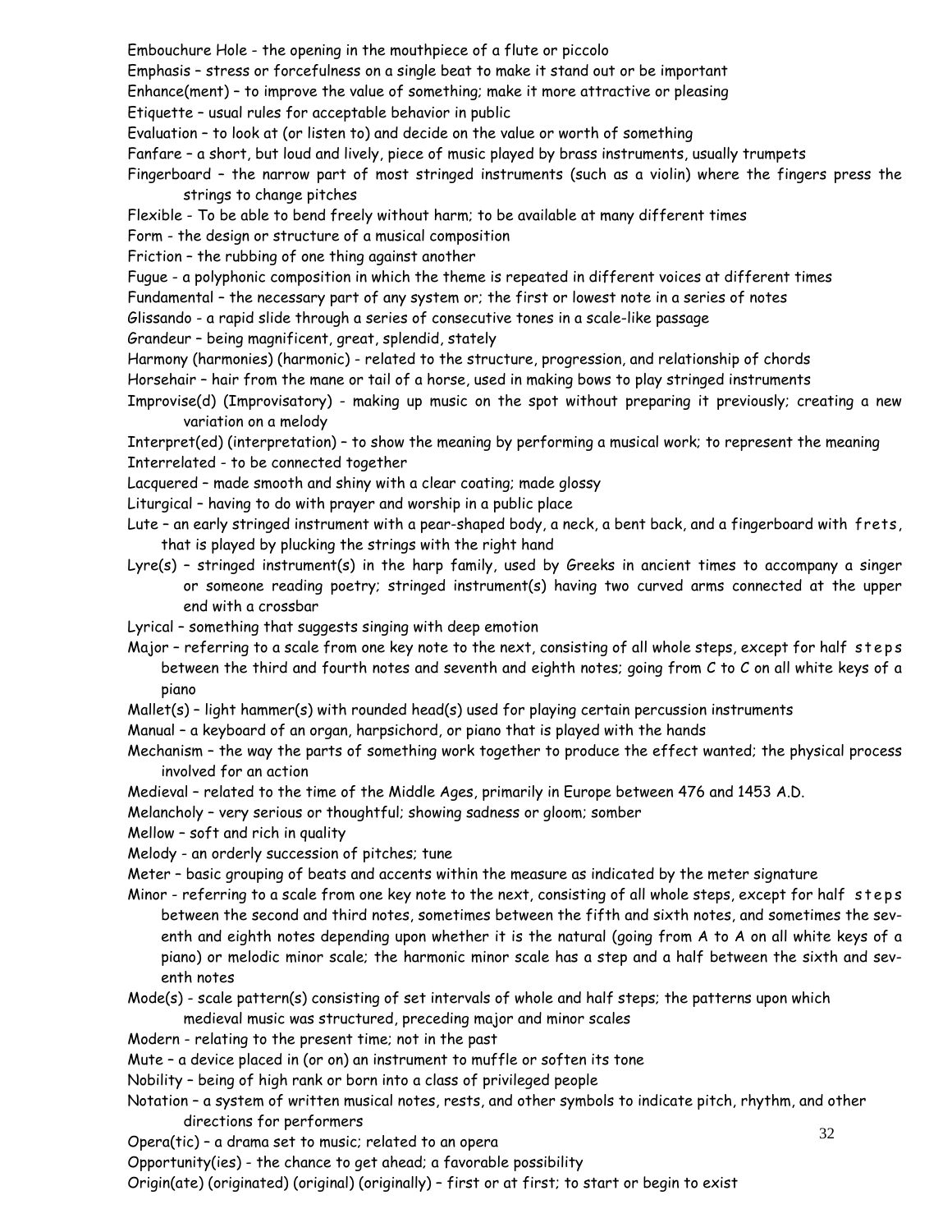Embouchure Hole - the opening in the mouthpiece of a flute or piccolo

Emphasis – stress or forcefulness on a single beat to make it stand out or be important

Enhance(ment) – to improve the value of something; make it more attractive or pleasing

Etiquette – usual rules for acceptable behavior in public

Evaluation – to look at (or listen to) and decide on the value or worth of something

Fanfare – a short, but loud and lively, piece of music played by brass instruments, usually trumpets

Fingerboard – the narrow part of most stringed instruments (such as a violin) where the fingers press the strings to change pitches

Flexible - To be able to bend freely without harm; to be available at many different times

Form - the design or structure of a musical composition

Friction – the rubbing of one thing against another

Fugue - a polyphonic composition in which the theme is repeated in different voices at different times

Fundamental – the necessary part of any system or; the first or lowest note in a series of notes

Glissando - a rapid slide through a series of consecutive tones in a scale-like passage

Grandeur – being magnificent, great, splendid, stately

Harmony (harmonies) (harmonic) - related to the structure, progression, and relationship of chords

Horsehair – hair from the mane or tail of a horse, used in making bows to play stringed instruments

Improvise(d) (Improvisatory) - making up music on the spot without preparing it previously; creating a new variation on a melody

Interpret(ed) (interpretation) – to show the meaning by performing a musical work; to represent the meaning

Interrelated - to be connected together

Lacquered – made smooth and shiny with a clear coating; made glossy

Liturgical – having to do with prayer and worship in a public place

Lute – an early stringed instrument with a pear-shaped body, a neck, a bent back, and a fingerboard with frets, that is played by plucking the strings with the right hand

Lyre(s) – stringed instrument(s) in the harp family, used by Greeks in ancient times to accompany a singer or someone reading poetry; stringed instrument(s) having two curved arms connected at the upper end with a crossbar

Lyrical – something that suggests singing with deep emotion

Major – referring to a scale from one key note to the next, consisting of all whole steps, except for half steps between the third and fourth notes and seventh and eighth notes; going from C to C on all white keys of a piano

Mallet(s) – light hammer(s) with rounded head(s) used for playing certain percussion instruments

Manual – a keyboard of an organ, harpsichord, or piano that is played with the hands

Mechanism – the way the parts of something work together to produce the effect wanted; the physical process involved for an action

Medieval – related to the time of the Middle Ages, primarily in Europe between 476 and 1453 A.D.

Melancholy – very serious or thoughtful; showing sadness or gloom; somber

Mellow – soft and rich in quality

Melody - an orderly succession of pitches; tune

Meter – basic grouping of beats and accents within the measure as indicated by the meter signature

Minor - referring to a scale from one key note to the next, consisting of all whole steps, except for half steps between the second and third notes, sometimes between the fifth and sixth notes, and sometimes the seventh and eighth notes depending upon whether it is the natural (going from A to A on all white keys of a piano) or melodic minor scale; the harmonic minor scale has a step and a half between the sixth and seventh notes

Mode(s) - scale pattern(s) consisting of set intervals of whole and half steps; the patterns upon which medieval music was structured, preceding major and minor scales

Modern - relating to the present time; not in the past

Mute – a device placed in (or on) an instrument to muffle or soften its tone

Nobility – being of high rank or born into a class of privileged people

Notation – a system of written musical notes, rests, and other symbols to indicate pitch, rhythm, and other directions for performers

Opera(tic) – a drama set to music; related to an opera

Opportunity(ies) - the chance to get ahead; a favorable possibility

Origin(ate) (originated) (original) (originally) – first or at first; to start or begin to exist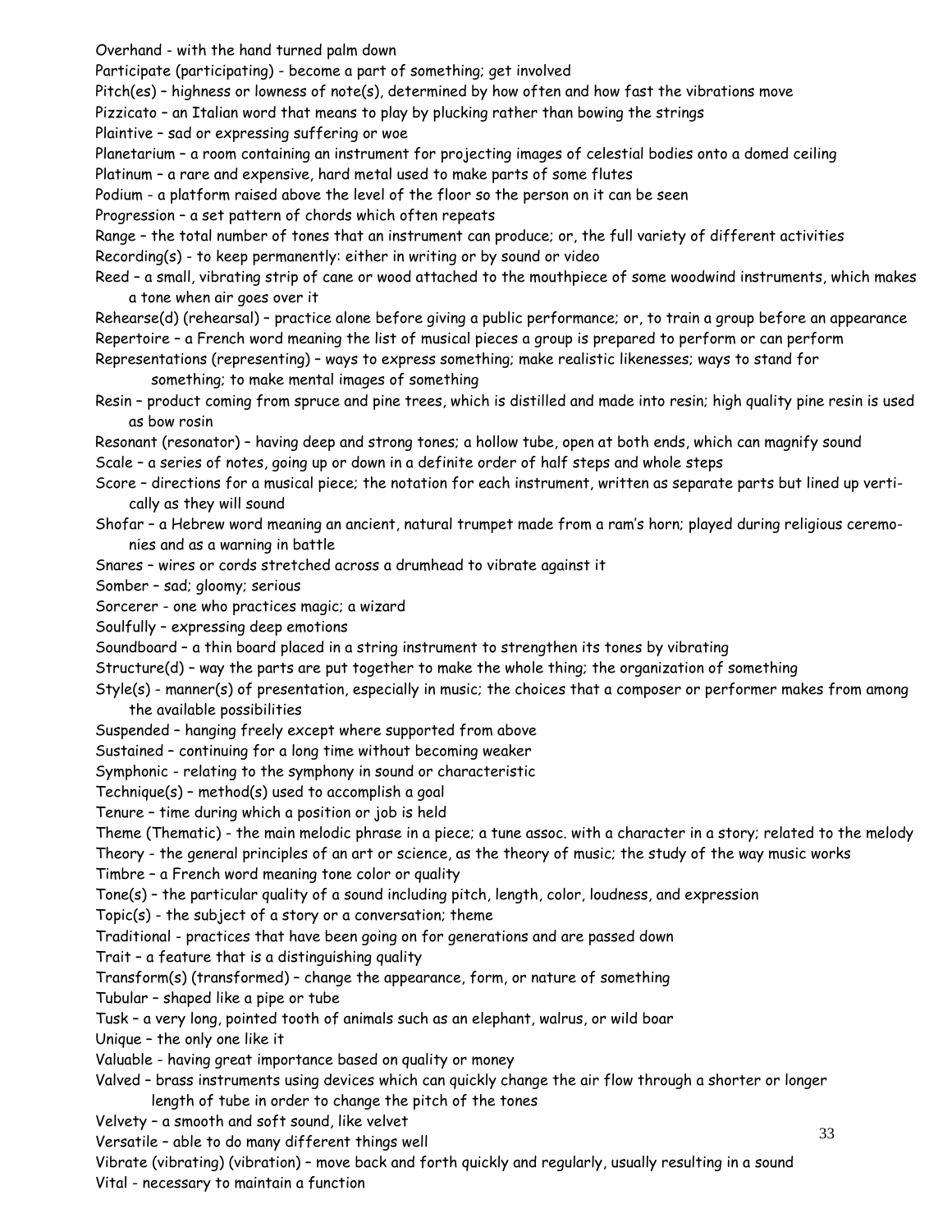Overhand - with the hand turned palm down

Participate (participating) - become a part of something; get involved

Pitch(es) – highness or lowness of note(s), determined by how often and how fast the vibrations move

Pizzicato – an Italian word that means to play by plucking rather than bowing the strings

Plaintive – sad or expressing suffering or woe

Planetarium – a room containing an instrument for projecting images of celestial bodies onto a domed ceiling

Platinum – a rare and expensive, hard metal used to make parts of some flutes

Podium - a platform raised above the level of the floor so the person on it can be seen

Progression – a set pattern of chords which often repeats

Range – the total number of tones that an instrument can produce; or, the full variety of different activities

Recording(s) - to keep permanently: either in writing or by sound or video

Reed – a small, vibrating strip of cane or wood attached to the mouthpiece of some woodwind instruments, which makes a tone when air goes over it

Rehearse(d) (rehearsal) – practice alone before giving a public performance; or, to train a group before an appearance

Repertoire – a French word meaning the list of musical pieces a group is prepared to perform or can perform

Representations (representing) – ways to express something; make realistic likenesses; ways to stand for something; to make mental images of something

Resin – product coming from spruce and pine trees, which is distilled and made into resin; high quality pine resin is used as bow rosin

Resonant (resonator) – having deep and strong tones; a hollow tube, open at both ends, which can magnify sound

Scale – a series of notes, going up or down in a definite order of half steps and whole steps

Score – directions for a musical piece; the notation for each instrument, written as separate parts but lined up vertically as they will sound

Shofar – a Hebrew word meaning an ancient, natural trumpet made from a ram's horn; played during religious ceremonies and as a warning in battle

Snares – wires or cords stretched across a drumhead to vibrate against it

Somber – sad; gloomy; serious

Sorcerer - one who practices magic; a wizard

Soulfully – expressing deep emotions

Soundboard – a thin board placed in a string instrument to strengthen its tones by vibrating

Structure(d) – way the parts are put together to make the whole thing; the organization of something

Style(s) - manner(s) of presentation, especially in music; the choices that a composer or performer makes from among the available possibilities

Suspended – hanging freely except where supported from above

Sustained – continuing for a long time without becoming weaker

Symphonic - relating to the symphony in sound or characteristic

Technique(s) – method(s) used to accomplish a goal

Tenure – time during which a position or job is held

Theme (Thematic) - the main melodic phrase in a piece; a tune assoc. with a character in a story; related to the melody

Theory - the general principles of an art or science, as the theory of music; the study of the way music works

Timbre – a French word meaning tone color or quality

Tone(s) – the particular quality of a sound including pitch, length, color, loudness, and expression

Topic(s) - the subject of a story or a conversation; theme

Traditional - practices that have been going on for generations and are passed down

Trait – a feature that is a distinguishing quality

Transform(s) (transformed) – change the appearance, form, or nature of something

Tubular – shaped like a pipe or tube

Tusk – a very long, pointed tooth of animals such as an elephant, walrus, or wild boar

Unique – the only one like it

Valuable - having great importance based on quality or money

Valved – brass instruments using devices which can quickly change the air flow through a shorter or longer length of tube in order to change the pitch of the tones

Velvety – a smooth and soft sound, like velvet

Versatile – able to do many different things well

Vibrate (vibrating) (vibration) – move back and forth quickly and regularly, usually resulting in a sound

Vital - necessary to maintain a function